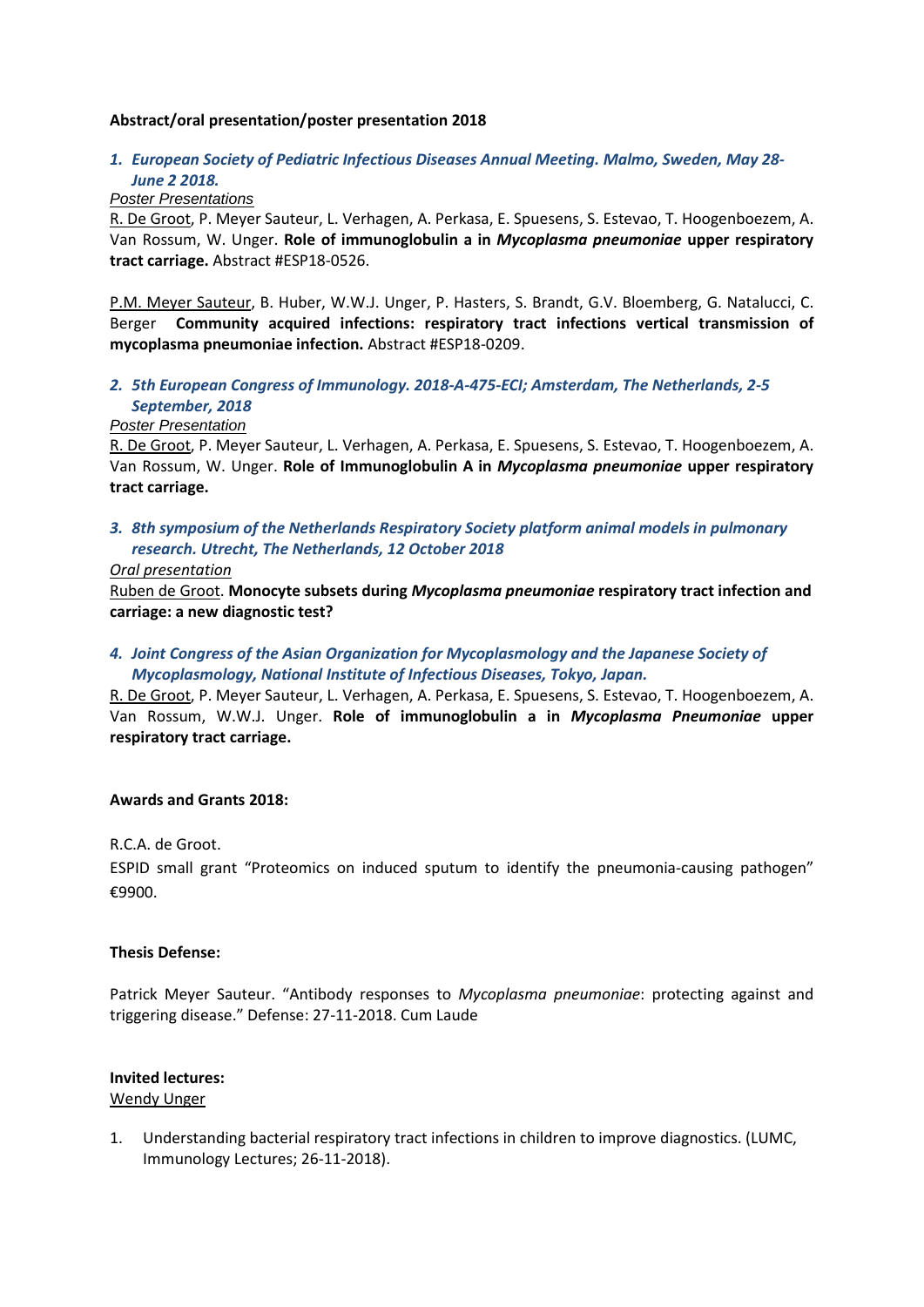**Abstract/oral presentation/poster presentation 2018**

1. ***European Society of Pediatric Infectious Diseases Annual Meeting. Malmo, Sweden, May 28-June 2 2018.***

*Poster Presentations*

R. De Groot, P. Meyer Sauteur, L. Verhagen, A. Perkasa, E. Spuesens, S. Estevao, T. Hoogenboezem, A. Van Rossum, W. Unger. **Role of immunoglobulin a in *Mycoplasma pneumoniae* upper respiratory tract carriage.** Abstract #ESP18-0526.

P.M. Meyer Sauteur, B. Huber, W.W.J. Unger, P. Hasters, S. Brandt, G.V. Bloemberg, G. Natalucci, C. Berger **Community acquired infections: respiratory tract infections vertical transmission of mycoplasma pneumoniae infection.** Abstract #ESP18-0209.

2. ***5th European Congress of Immunology. 2018-A-475-ECI; Amsterdam, The Netherlands, 2-5 September, 2018***

*Poster Presentation*

R. De Groot, P. Meyer Sauteur, L. Verhagen, A. Perkasa, E. Spuesens, S. Estevao, T. Hoogenboezem, A. Van Rossum, W. Unger. **Role of Immunoglobulin A in *Mycoplasma pneumoniae* upper respiratory tract carriage.**

3. ***8th symposium of the Netherlands Respiratory Society platform animal models in pulmonary research. Utrecht, The Netherlands, 12 October 2018***

*Oral presentation*

Ruben de Groot. **Monocyte subsets during *Mycoplasma pneumoniae* respiratory tract infection and carriage: a new diagnostic test?**

4. ***Joint Congress of the Asian Organization for Mycoplasmology and the Japanese Society of Mycoplasmology, National Institute of Infectious Diseases, Tokyo, Japan.***

R. De Groot, P. Meyer Sauteur, L. Verhagen, A. Perkasa, E. Spuesens, S. Estevao, T. Hoogenboezem, A. Van Rossum, W.W.J. Unger. **Role of immunoglobulin a in *Mycoplasma Pneumoniae* upper respiratory tract carriage.**

**Awards and Grants 2018:**

R.C.A. de Groot.

ESPID small grant "Proteomics on induced sputum to identify the pneumonia-causing pathogen" €9900.

**Thesis Defense:**

Patrick Meyer Sauteur. "Antibody responses to *Mycoplasma pneumoniae*: protecting against and triggering disease." Defense: 27-11-2018. Cum Laude

**Invited lectures:**

Wendy Unger

1. Understanding bacterial respiratory tract infections in children to improve diagnostics. (LUMC, Immunology Lectures; 26-11-2018).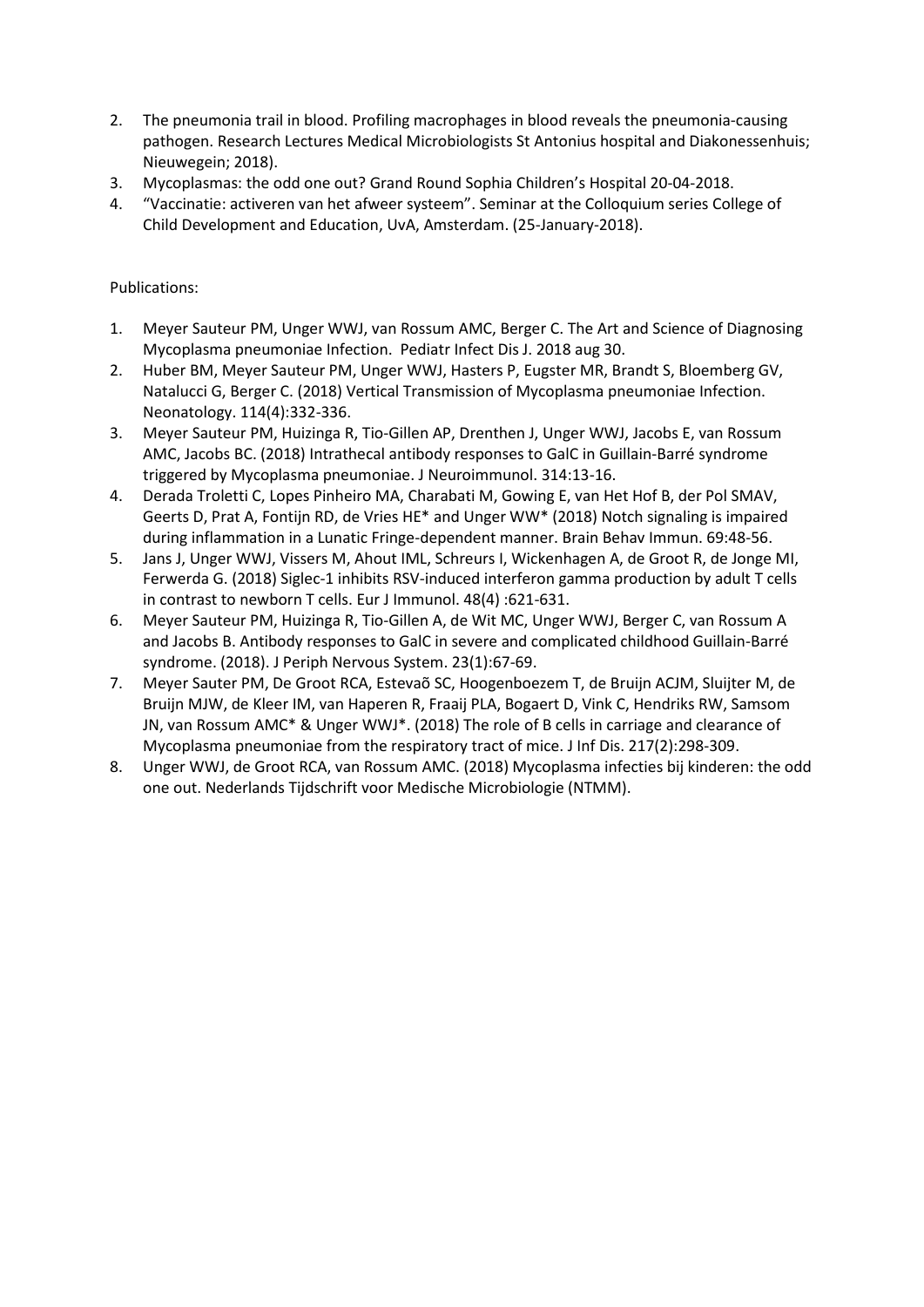2. The pneumonia trail in blood. Profiling macrophages in blood reveals the pneumonia-causing pathogen. Research Lectures Medical Microbiologists St Antonius hospital and Diakonessenhuis; Nieuwegein; 2018).
3. Mycoplasmas: the odd one out? Grand Round Sophia Children's Hospital 20-04-2018.
4. "Vaccinatie: activeren van het afweer systeem". Seminar at the Colloquium series College of Child Development and Education, UvA, Amsterdam. (25-January-2018).

Publications:

1. Meyer Sauteur PM, Unger WWJ, van Rossum AMC, Berger C. The Art and Science of Diagnosing Mycoplasma pneumoniae Infection. Pediatr Infect Dis J. 2018 aug 30.
2. Huber BM, Meyer Sauteur PM, Unger WWJ, Hasters P, Eugster MR, Brandt S, Bloemberg GV, Natalucci G, Berger C. (2018) Vertical Transmission of Mycoplasma pneumoniae Infection. Neonatology. 114(4):332-336.
3. Meyer Sauteur PM, Huizinga R, Tio-Gillen AP, Drenthen J, Unger WWJ, Jacobs E, van Rossum AMC, Jacobs BC. (2018) Intrathecal antibody responses to GalC in Guillain-Barré syndrome triggered by Mycoplasma pneumoniae. J Neuroimmunol. 314:13-16.
4. Derada Troletti C, Lopes Pinheiro MA, Charabati M, Gowing E, van Het Hof B, der Pol SMAV, Geerts D, Prat A, Fontijn RD, de Vries HE* and Unger WW* (2018) Notch signaling is impaired during inflammation in a Lunatic Fringe-dependent manner. Brain Behav Immun. 69:48-56.
5. Jans J, Unger WWJ, Vissers M, Ahout IML, Schreurs I, Wickenhagen A, de Groot R, de Jonge MI, Ferwerda G. (2018) Siglec-1 inhibits RSV-induced interferon gamma production by adult T cells in contrast to newborn T cells. Eur J Immunol. 48(4) :621-631.
6. Meyer Sauteur PM, Huizinga R, Tio-Gillen A, de Wit MC, Unger WWJ, Berger C, van Rossum A and Jacobs B. Antibody responses to GalC in severe and complicated childhood Guillain-Barré syndrome. (2018). J Periph Nervous System. 23(1):67-69.
7. Meyer Sauter PM, De Groot RCA, Estevaõ SC, Hoogenboezem T, de Bruijn ACJM, Sluijter M, de Bruijn MJW, de Kleer IM, van Haperen R, Fraaij PLA, Bogaert D, Vink C, Hendriks RW, Samsom JN, van Rossum AMC* & Unger WWJ*. (2018) The role of B cells in carriage and clearance of Mycoplasma pneumoniae from the respiratory tract of mice. J Inf Dis. 217(2):298-309.
8. Unger WWJ, de Groot RCA, van Rossum AMC. (2018) Mycoplasma infecties bij kinderen: the odd one out. Nederlands Tijdschrift voor Medische Microbiologie (NTMM).